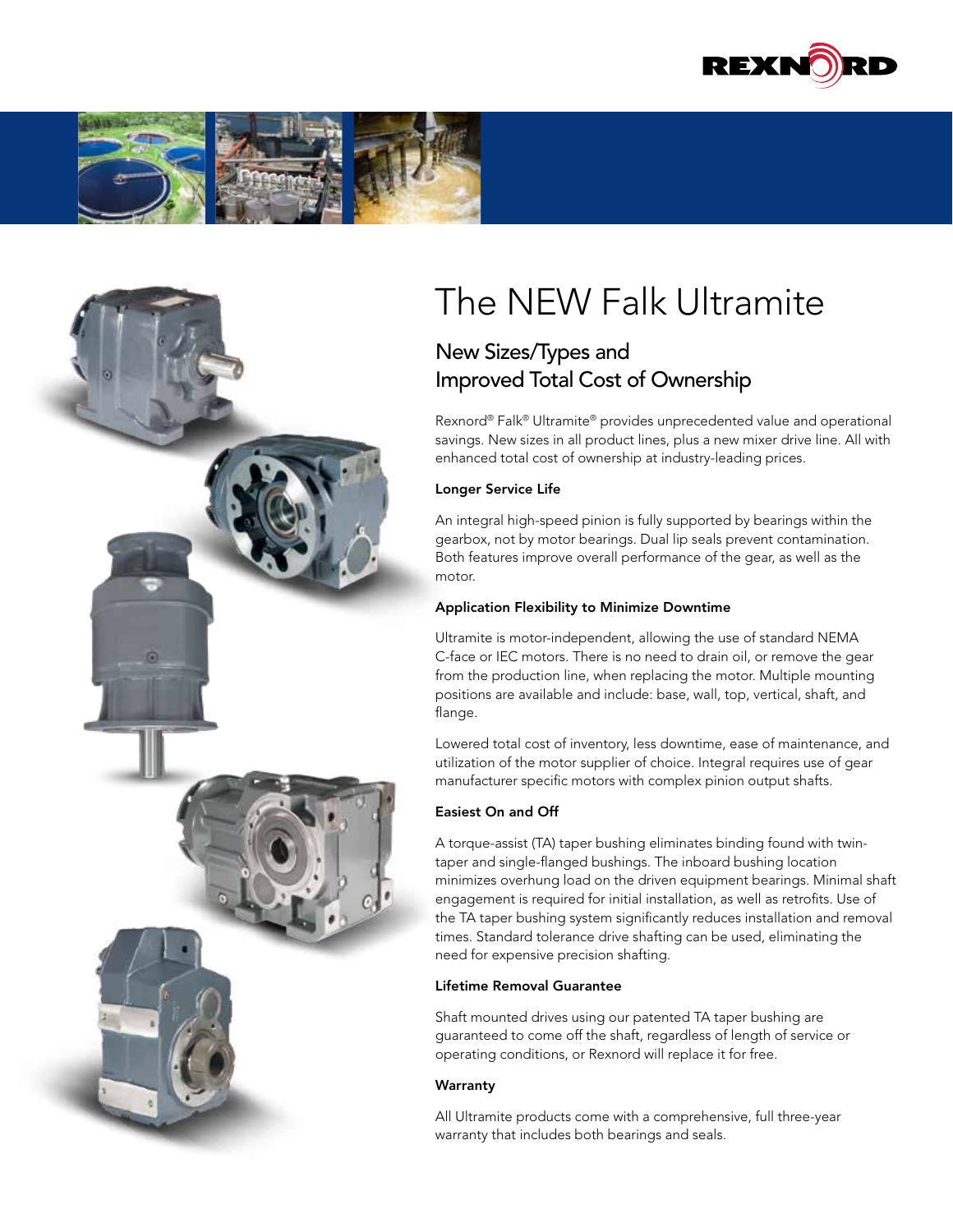# The NEW Falk Ultramite

## New Sizes/Types and Improved Total Cost of Ownership

Rexnord® Falk® Ultramite® provides unprecedented value and operational savings. New sizes in all product lines, plus a new mixer drive line. All with enhanced total cost of ownership at industry-leading prices.

### Longer Service Life

An integral high-speed pinion is fully supported by bearings within the gearbox, not by motor bearings. Dual lip seals prevent contamination. Both features improve overall performance of the gear, as well as the motor.

### Application Flexibility to Minimize Downtime

Ultramite is motor-independent, allowing the use of standard NEMA C-face or IEC motors. There is no need to drain oil, or remove the gear from the production line, when replacing the motor. Multiple mounting positions are available and include: base, wall, top, vertical, shaft, and flange.

Lowered total cost of inventory, less downtime, ease of maintenance, and utilization of the motor supplier of choice. Integral requires use of gear manufacturer specific motors with complex pinion output shafts.

### Easiest On and Off

A torque-assist (TA) taper bushing eliminates binding found with twin-taper and single-flanged bushings. The inboard bushing location minimizes overhung load on the driven equipment bearings. Minimal shaft engagement is required for initial installation, as well as retrofits. Use of the TA taper bushing system significantly reduces installation and removal times. Standard tolerance drive shafting can be used, eliminating the need for expensive precision shafting.

### Lifetime Removal Guarantee

Shaft mounted drives using our patented TA taper bushing are guaranteed to come off the shaft, regardless of length of service or operating conditions, or Rexnord will replace it for free.

### Warranty

All Ultramite products come with a comprehensive, full three-year warranty that includes both bearings and seals.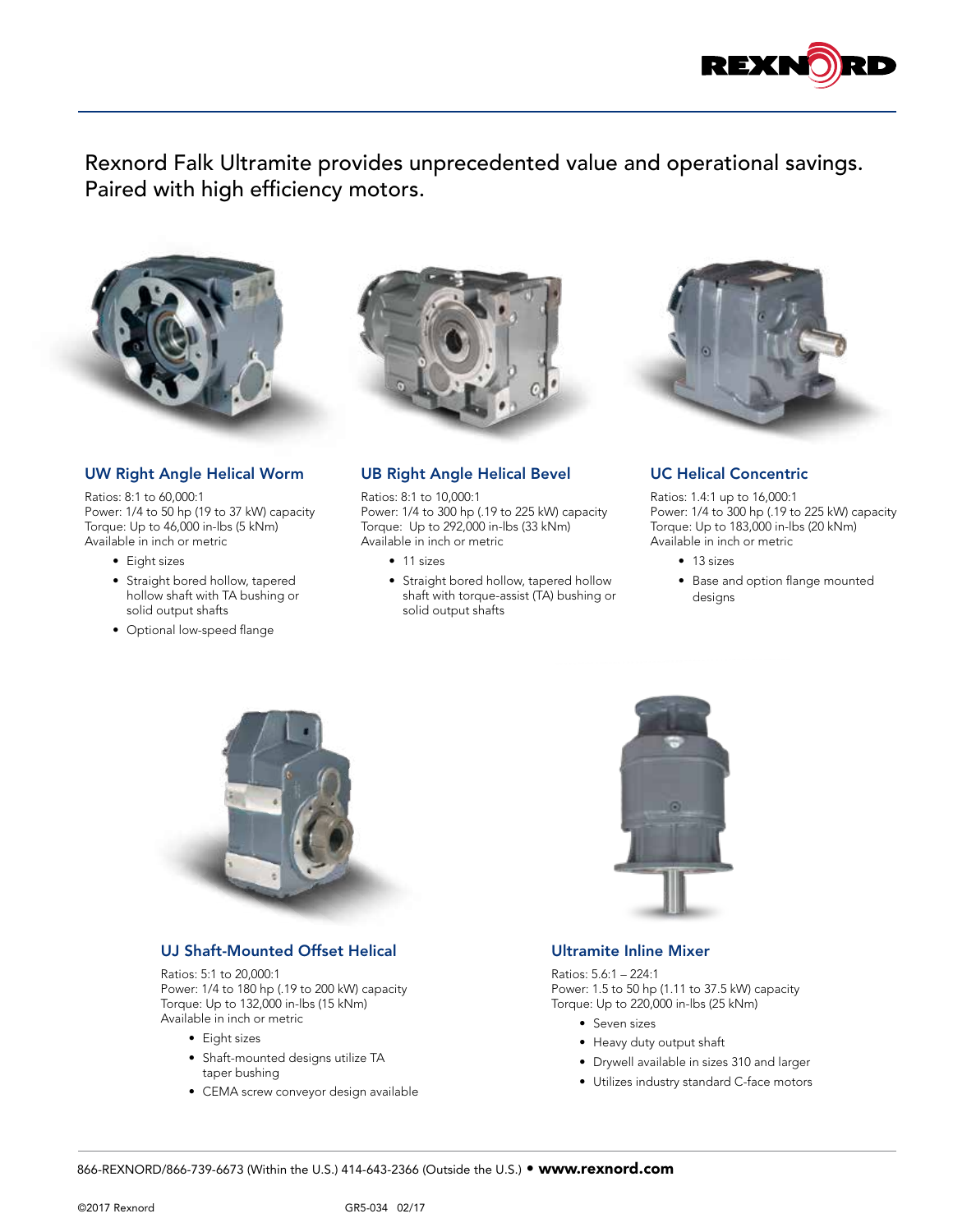Rexnord Falk Ultramite provides unprecedented value and operational savings. Paired with high efficiency motors.

### UW Right Angle Helical Worm

Ratios: 8:1 to 60,000:1
Power: 1/4 to 50 hp (19 to 37 kW) capacity
Torque: Up to 46,000 in-lbs (5 kNm)
Available in inch or metric

- Eight sizes
- Straight bored hollow, tapered hollow shaft with TA bushing or solid output shafts
- Optional low-speed flange

### UB Right Angle Helical Bevel

Ratios: 8:1 to 10,000:1
Power: 1/4 to 300 hp (.19 to 225 kW) capacity
Torque: Up to 292,000 in-lbs (33 kNm)
Available in inch or metric

- 11 sizes
- Straight bored hollow, tapered hollow shaft with torque-assist (TA) bushing or solid output shafts

### UC Helical Concentric

Ratios: 1.4:1 up to 16,000:1
Power: 1/4 to 300 hp (.19 to 225 kW) capacity
Torque: Up to 183,000 in-lbs (20 kNm)
Available in inch or metric

- 13 sizes
- Base and option flange mounted designs

### UJ Shaft-Mounted Offset Helical

Ratios: 5:1 to 20,000:1
Power: 1/4 to 180 hp (.19 to 200 kW) capacity
Torque: Up to 132,000 in-lbs (15 kNm)
Available in inch or metric

- Eight sizes
- Shaft-mounted designs utilize TA taper bushing
- CEMA screw conveyor design available

### Ultramite Inline Mixer

Ratios: 5.6:1 – 224:1
Power: 1.5 to 50 hp (1.11 to 37.5 kW) capacity
Torque: Up to 220,000 in-lbs (25 kNm)

- Seven sizes
- Heavy duty output shaft
- Drywell available in sizes 310 and larger
- Utilizes industry standard C-face motors

866-REXNORD/866-739-6673 (Within the U.S.) 414-643-2366 (Outside the U.S.) • **www.rexnord.com**

©2017 Rexnord GR5-034 02/17